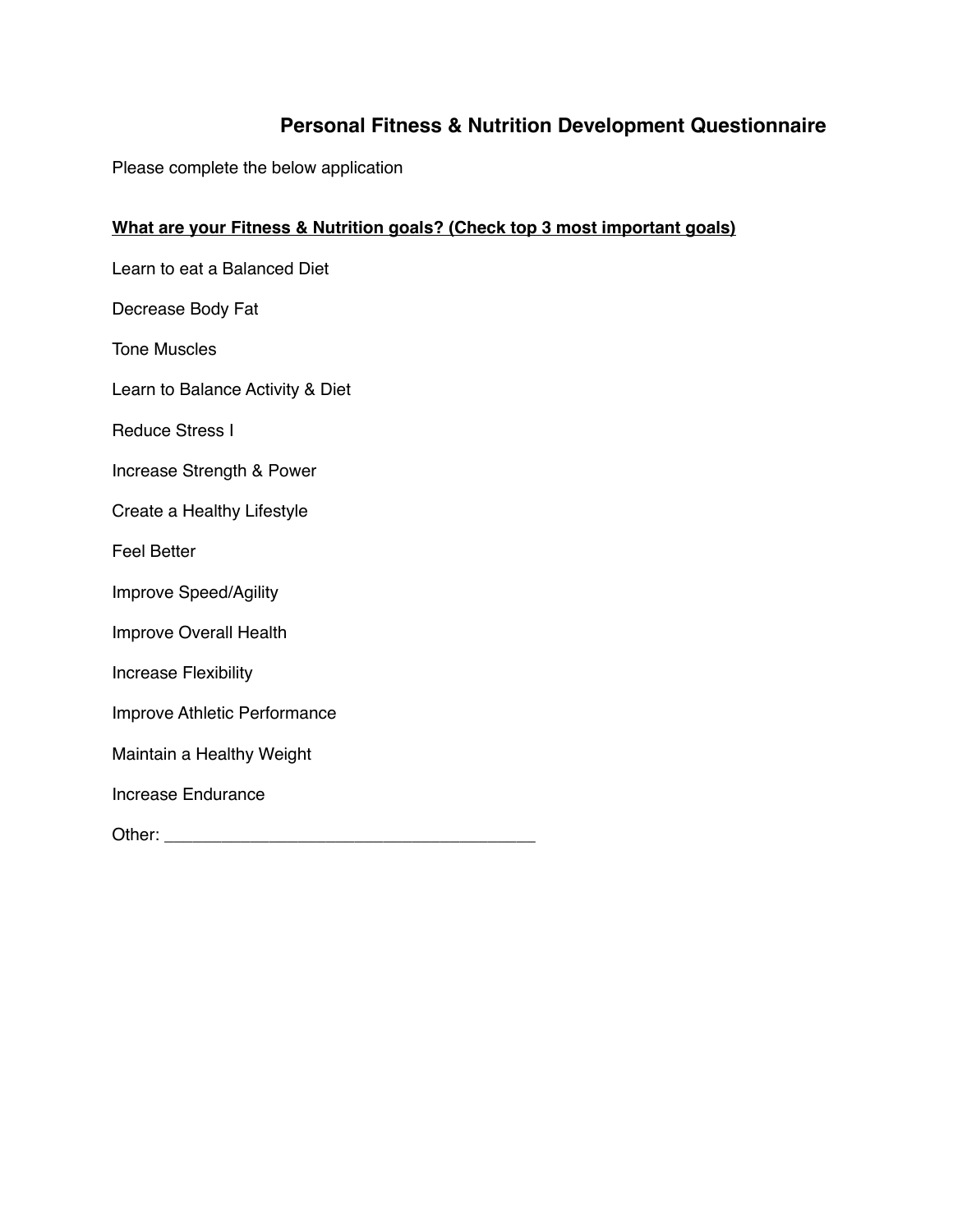# Personal Fitness & Nutrition Development Questionnaire

Please complete the below application

**<u>What are your Fitness & Nutrition goals? (Check top 3 most important goals)</u>**

Learn to eat a Balanced Diet

Decrease Body Fat

Tone Muscles

Learn to Balance Activity & Diet

Reduce Stress I

Increase Strength & Power

Create a Healthy Lifestyle

Feel Better

Improve Speed/Agility

Improve Overall Health

Increase Flexibility

Improve Athletic Performance

Maintain a Healthy Weight

Increase Endurance

Other: _______________________________________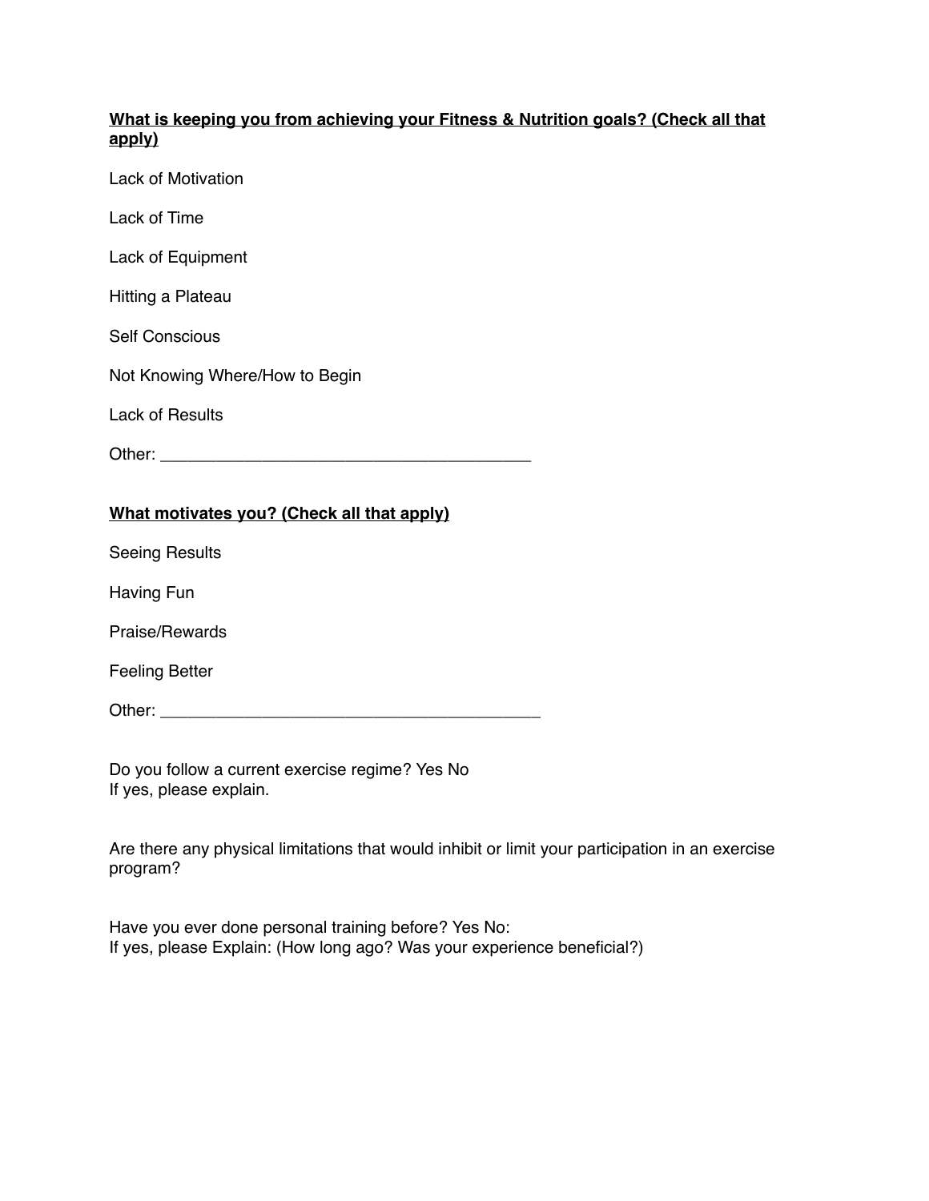**What is keeping you from achieving your Fitness & Nutrition goals? (Check all that apply)**

Lack of Motivation

Lack of Time

Lack of Equipment

Hitting a Plateau

Self Conscious

Not Knowing Where/How to Begin

Lack of Results

Other: ________________________________________

**What motivates you? (Check all that apply)**

Seeing Results

Having Fun

Praise/Rewards

Feeling Better

Other: _________________________________________

Do you follow a current exercise regime? Yes No
If yes, please explain.

Are there any physical limitations that would inhibit or limit your participation in an exercise program?

Have you ever done personal training before? Yes No:
If yes, please Explain: (How long ago? Was your experience beneficial?)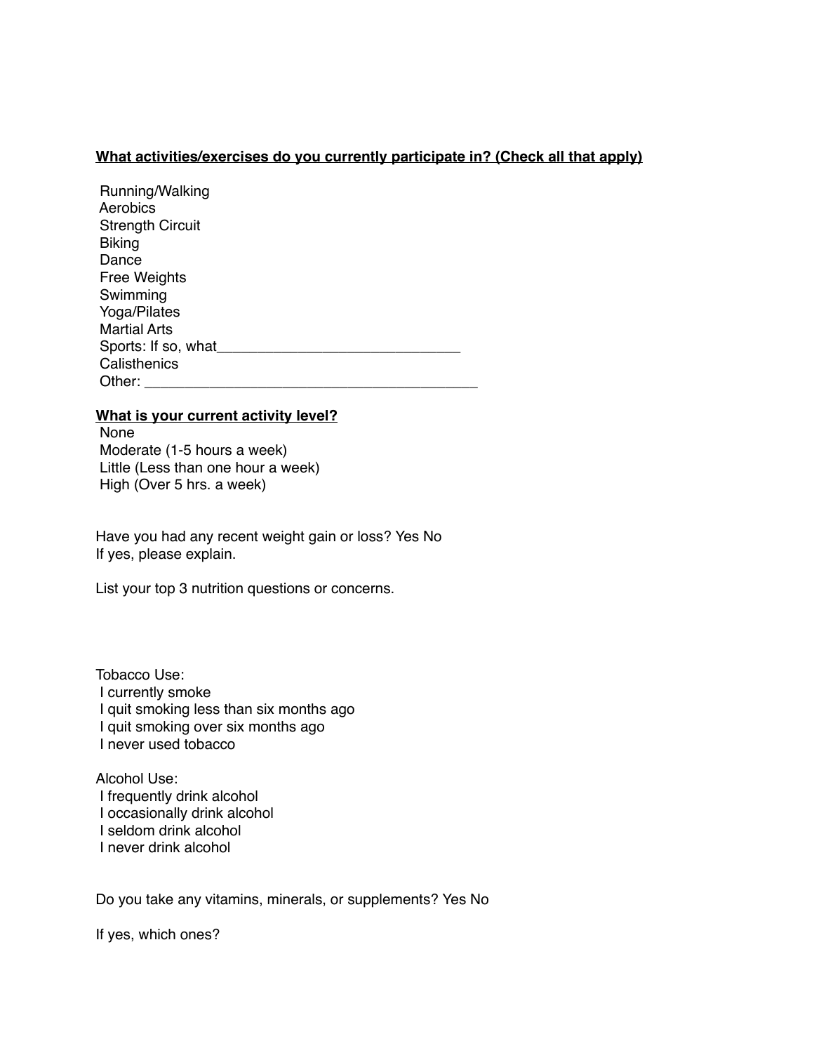**What activities/exercises do you currently participate in? (Check all that apply)**

Running/Walking
Aerobics
Strength Circuit
Biking
Dance
Free Weights
Swimming
Yoga/Pilates
Martial Arts
Sports: If so, what______________________________
Calisthenics
Other: __________________________________________

**What is your current activity level?**

None
Moderate (1-5 hours a week)
Little (Less than one hour a week)
High (Over 5 hrs. a week)

Have you had any recent weight gain or loss? Yes No
If yes, please explain.

List your top 3 nutrition questions or concerns.

Tobacco Use:
I currently smoke
I quit smoking less than six months ago
I quit smoking over six months ago
I never used tobacco

Alcohol Use:
I frequently drink alcohol
I occasionally drink alcohol
I seldom drink alcohol
I never drink alcohol

Do you take any vitamins, minerals, or supplements? Yes No

If yes, which ones?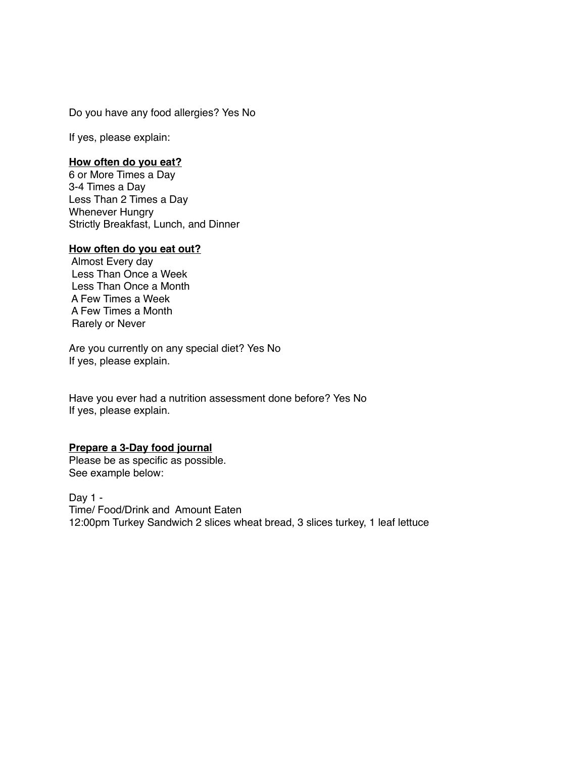Do you have any food allergies? Yes No

If yes, please explain:

**<u>How often do you eat?</u>**

6 or More Times a Day
3-4 Times a Day
Less Than 2 Times a Day
Whenever Hungry
Strictly Breakfast, Lunch, and Dinner

**<u>How often do you eat out?</u>**

Almost Every day
Less Than Once a Week
Less Than Once a Month
A Few Times a Week
A Few Times a Month
Rarely or Never

Are you currently on any special diet? Yes No
If yes, please explain.

Have you ever had a nutrition assessment done before? Yes No
If yes, please explain.

**<u>Prepare a 3-Day food journal</u>**

Please be as specific as possible.
See example below:

Day 1 -
Time/ Food/Drink and Amount Eaten
12:00pm Turkey Sandwich 2 slices wheat bread, 3 slices turkey, 1 leaf lettuce